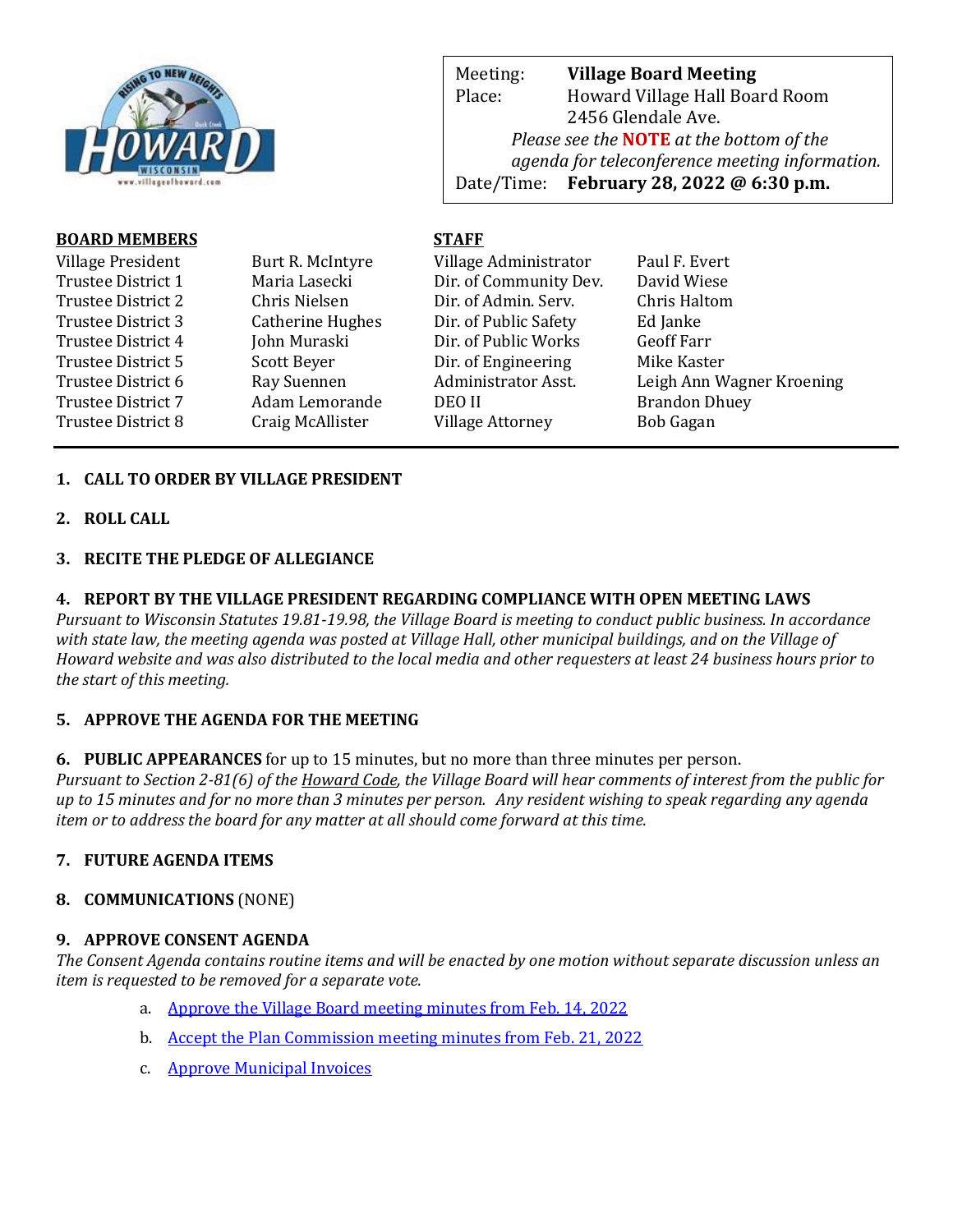| | |
|---|---|
| Meeting: | **Village Board Meeting** |
| Place: | Howard Village Hall Board Room<br>2456 Glendale Ave. |
| | *Please see the **NOTE** at the bottom of the agenda for teleconference meeting information.* |
| Date/Time: | **February 28, 2022 @ 6:30 p.m.** |

**BOARD MEMBERS**

| | |
|---|---|
| Village President | Burt R. McIntyre |
| Trustee District 1 | Maria Lasecki |
| Trustee District 2 | Chris Nielsen |
| Trustee District 3 | Catherine Hughes |
| Trustee District 4 | John Muraski |
| Trustee District 5 | Scott Beyer |
| Trustee District 6 | Ray Suennen |
| Trustee District 7 | Adam Lemorande |
| Trustee District 8 | Craig McAllister |

**STAFF**

| | |
|---|---|
| Village Administrator | Paul F. Evert |
| Dir. of Community Dev. | David Wiese |
| Dir. of Admin. Serv. | Chris Haltom |
| Dir. of Public Safety | Ed Janke |
| Dir. of Public Works | Geoff Farr |
| Dir. of Engineering | Mike Kaster |
| Administrator Asst. | Leigh Ann Wagner Kroening |
| DEO II | Brandon Dhuey |
| Village Attorney | Bob Gagan |

---

**1. CALL TO ORDER BY VILLAGE PRESIDENT**

**2. ROLL CALL**

**3. RECITE THE PLEDGE OF ALLEGIANCE**

**4. REPORT BY THE VILLAGE PRESIDENT REGARDING COMPLIANCE WITH OPEN MEETING LAWS**
*Pursuant to Wisconsin Statutes 19.81-19.98, the Village Board is meeting to conduct public business. In accordance with state law, the meeting agenda was posted at Village Hall, other municipal buildings, and on the Village of Howard website and was also distributed to the local media and other requesters at least 24 business hours prior to the start of this meeting.*

**5. APPROVE THE AGENDA FOR THE MEETING**

**6. PUBLIC APPEARANCES** for up to 15 minutes, but no more than three minutes per person.
*Pursuant to Section 2-81(6) of the Howard Code, the Village Board will hear comments of interest from the public for up to 15 minutes and for no more than 3 minutes per person. Any resident wishing to speak regarding any agenda item or to address the board for any matter at all should come forward at this time.*

**7. FUTURE AGENDA ITEMS**

**8. COMMUNICATIONS** (NONE)

**9. APPROVE CONSENT AGENDA**
*The Consent Agenda contains routine items and will be enacted by one motion without separate discussion unless an item is requested to be removed for a separate vote.*

a. Approve the Village Board meeting minutes from Feb. 14, 2022

b. Accept the Plan Commission meeting minutes from Feb. 21, 2022

c. Approve Municipal Invoices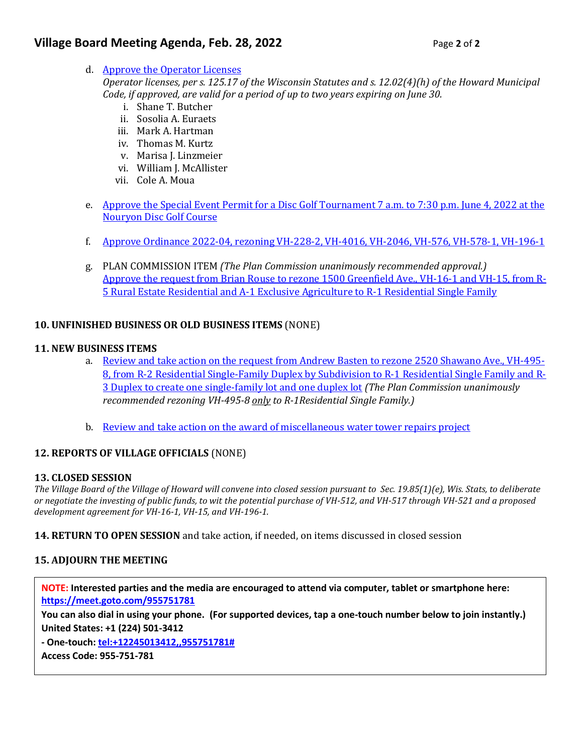d. Approve the Operator Licenses
*Operator licenses, per s. 125.17 of the Wisconsin Statutes and s. 12.02(4)(h) of the Howard Municipal Code, if approved, are valid for a period of up to two years expiring on June 30.*
   i. Shane T. Butcher
   ii. Sosolia A. Euraets
   iii. Mark A. Hartman
   iv. Thomas M. Kurtz
   v. Marisa J. Linzmeier
   vi. William J. McAllister
   vii. Cole A. Moua

e. Approve the Special Event Permit for a Disc Golf Tournament 7 a.m. to 7:30 p.m. June 4, 2022 at the Nouryon Disc Golf Course

f. Approve Ordinance 2022-04, rezoning VH-228-2, VH-4016, VH-2046, VH-576, VH-578-1, VH-196-1

g. PLAN COMMISSION ITEM *(The Plan Commission unanimously recommended approval.)*
Approve the request from Brian Rouse to rezone 1500 Greenfield Ave., VH-16-1 and VH-15, from R-5 Rural Estate Residential and A-1 Exclusive Agriculture to R-1 Residential Single Family

**10. UNFINISHED BUSINESS OR OLD BUSINESS ITEMS** (NONE)

**11. NEW BUSINESS ITEMS**

a. Review and take action on the request from Andrew Basten to rezone 2520 Shawano Ave., VH-495-8, from R-2 Residential Single-Family Duplex by Subdivision to R-1 Residential Single Family and R-3 Duplex to create one single-family lot and one duplex lot *(The Plan Commission unanimously recommended rezoning VH-495-8 only to R-1Residential Single Family.)*

b. Review and take action on the award of miscellaneous water tower repairs project

**12. REPORTS OF VILLAGE OFFICIALS** (NONE)

**13. CLOSED SESSION**
*The Village Board of the Village of Howard will convene into closed session pursuant to Sec. 19.85(1)(e), Wis. Stats, to deliberate or negotiate the investing of public funds, to wit the potential purchase of VH-512, and VH-517 through VH-521 and a proposed development agreement for VH-16-1, VH-15, and VH-196-1.*

**14. RETURN TO OPEN SESSION** and take action, if needed, on items discussed in closed session

**15. ADJOURN THE MEETING**

**NOTE: Interested parties and the media are encouraged to attend via computer, tablet or smartphone here: https://meet.goto.com/955751781**
**You can also dial in using your phone. (For supported devices, tap a one-touch number below to join instantly.)**
**United States: +1 (224) 501-3412**
**- One-touch: tel:+12245013412,,955751781#**
**Access Code: 955-751-781**